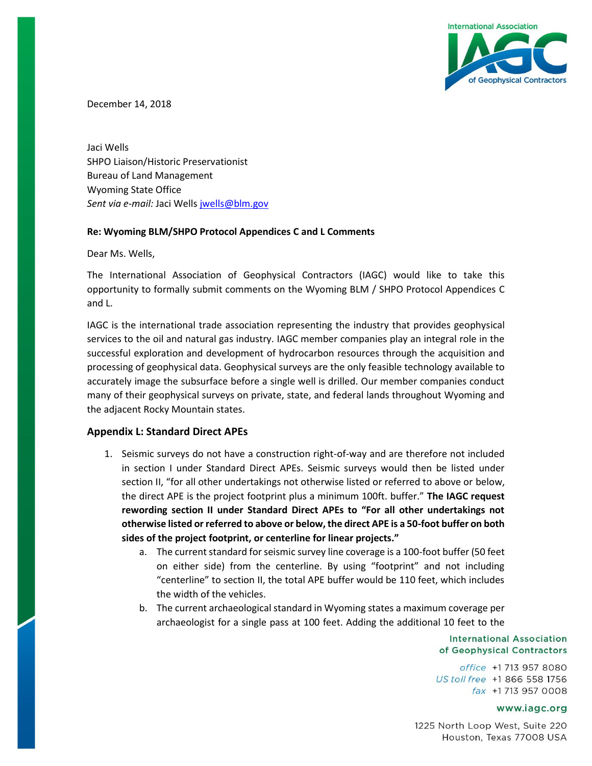December 14, 2018

Jaci Wells
SHPO Liaison/Historic Preservationist
Bureau of Land Management
Wyoming State Office
*Sent via e-mail:* Jaci Wells jwells@blm.gov

**Re: Wyoming BLM/SHPO Protocol Appendices C and L Comments**

Dear Ms. Wells,

The International Association of Geophysical Contractors (IAGC) would like to take this opportunity to formally submit comments on the Wyoming BLM / SHPO Protocol Appendices C and L.

IAGC is the international trade association representing the industry that provides geophysical services to the oil and natural gas industry. IAGC member companies play an integral role in the successful exploration and development of hydrocarbon resources through the acquisition and processing of geophysical data. Geophysical surveys are the only feasible technology available to accurately image the subsurface before a single well is drilled. Our member companies conduct many of their geophysical surveys on private, state, and federal lands throughout Wyoming and the adjacent Rocky Mountain states.

## Appendix L: Standard Direct APEs

1. Seismic surveys do not have a construction right-of-way and are therefore not included in section I under Standard Direct APEs. Seismic surveys would then be listed under section II, "for all other undertakings not otherwise listed or referred to above or below, the direct APE is the project footprint plus a minimum 100ft. buffer." **The IAGC request rewording section II under Standard Direct APEs to "For all other undertakings not otherwise listed or referred to above or below, the direct APE is a 50-foot buffer on both sides of the project footprint, or centerline for linear projects."**
   a. The current standard for seismic survey line coverage is a 100-foot buffer (50 feet on either side) from the centerline. By using "footprint" and not including "centerline" to section II, the total APE buffer would be 110 feet, which includes the width of the vehicles.
   b. The current archaeological standard in Wyoming states a maximum coverage per archaeologist for a single pass at 100 feet. Adding the additional 10 feet to the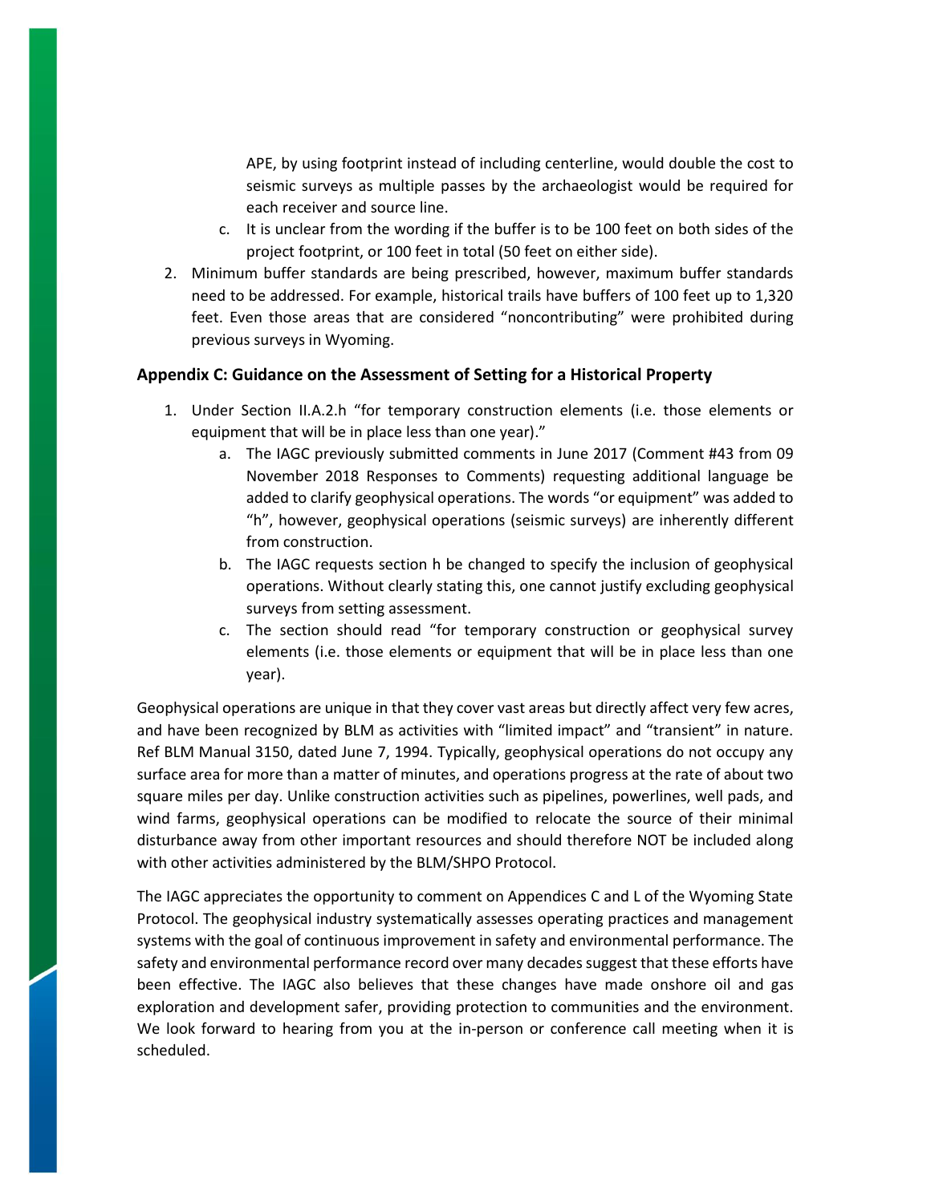APE, by using footprint instead of including centerline, would double the cost to seismic surveys as multiple passes by the archaeologist would be required for each receiver and source line.

   c. It is unclear from the wording if the buffer is to be 100 feet on both sides of the project footprint, or 100 feet in total (50 feet on either side).

2. Minimum buffer standards are being prescribed, however, maximum buffer standards need to be addressed. For example, historical trails have buffers of 100 feet up to 1,320 feet. Even those areas that are considered "noncontributing" were prohibited during previous surveys in Wyoming.

### Appendix C: Guidance on the Assessment of Setting for a Historical Property

1. Under Section II.A.2.h "for temporary construction elements (i.e. those elements or equipment that will be in place less than one year)."
   a. The IAGC previously submitted comments in June 2017 (Comment #43 from 09 November 2018 Responses to Comments) requesting additional language be added to clarify geophysical operations. The words "or equipment" was added to "h", however, geophysical operations (seismic surveys) are inherently different from construction.
   b. The IAGC requests section h be changed to specify the inclusion of geophysical operations. Without clearly stating this, one cannot justify excluding geophysical surveys from setting assessment.
   c. The section should read "for temporary construction or geophysical survey elements (i.e. those elements or equipment that will be in place less than one year).

Geophysical operations are unique in that they cover vast areas but directly affect very few acres, and have been recognized by BLM as activities with "limited impact" and "transient" in nature. Ref BLM Manual 3150, dated June 7, 1994. Typically, geophysical operations do not occupy any surface area for more than a matter of minutes, and operations progress at the rate of about two square miles per day. Unlike construction activities such as pipelines, powerlines, well pads, and wind farms, geophysical operations can be modified to relocate the source of their minimal disturbance away from other important resources and should therefore NOT be included along with other activities administered by the BLM/SHPO Protocol.

The IAGC appreciates the opportunity to comment on Appendices C and L of the Wyoming State Protocol. The geophysical industry systematically assesses operating practices and management systems with the goal of continuous improvement in safety and environmental performance. The safety and environmental performance record over many decades suggest that these efforts have been effective. The IAGC also believes that these changes have made onshore oil and gas exploration and development safer, providing protection to communities and the environment. We look forward to hearing from you at the in-person or conference call meeting when it is scheduled.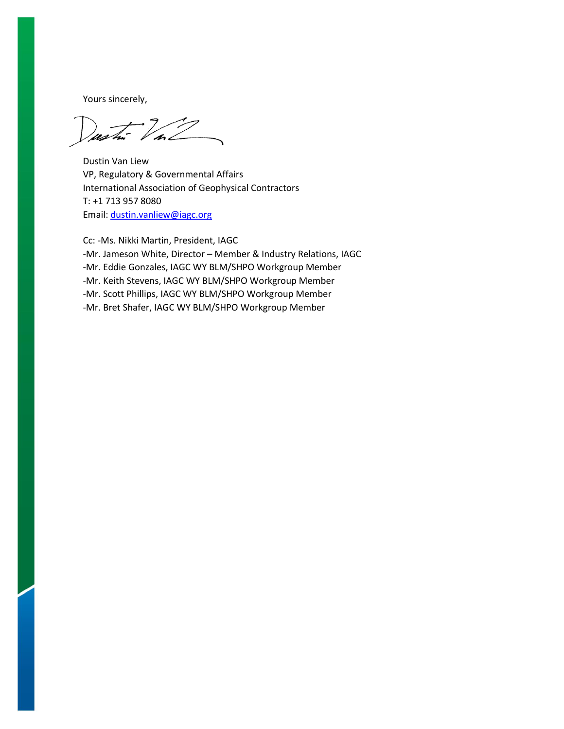Yours sincerely,

Dustin Van Liew
VP, Regulatory & Governmental Affairs
International Association of Geophysical Contractors
T: +1 713 957 8080
Email: dustin.vanliew@iagc.org

Cc: -Ms. Nikki Martin, President, IAGC
-Mr. Jameson White, Director – Member & Industry Relations, IAGC
-Mr. Eddie Gonzales, IAGC WY BLM/SHPO Workgroup Member
-Mr. Keith Stevens, IAGC WY BLM/SHPO Workgroup Member
-Mr. Scott Phillips, IAGC WY BLM/SHPO Workgroup Member
-Mr. Bret Shafer, IAGC WY BLM/SHPO Workgroup Member